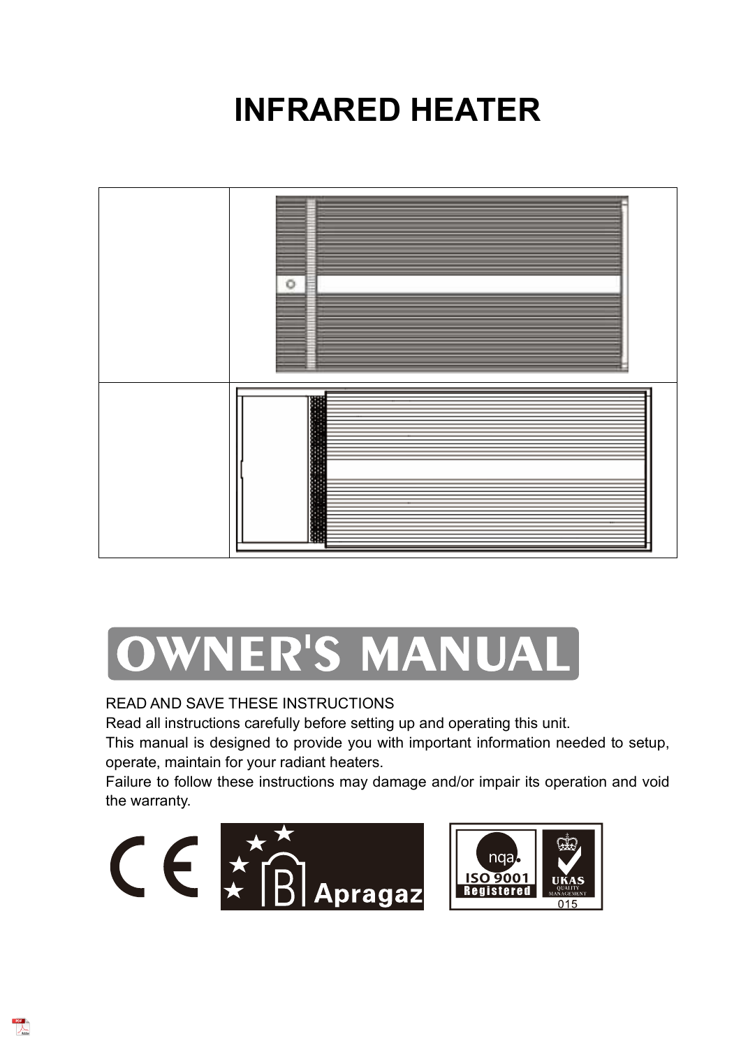# INFRARED HEATER

# OWNER'S MANUAL

READ AND SAVE THESE INSTRUCTIONS

Read all instructions carefully before setting up and operating this unit.

This manual is designed to provide you with important information needed to setup, operate, maintain for your radiant heaters.

Failure to follow these instructions may damage and/or impair its operation and void the warranty.

CE Apragaz

nqa. ISO 9001 Registered UKAS QUALITY MANAGEMENT 015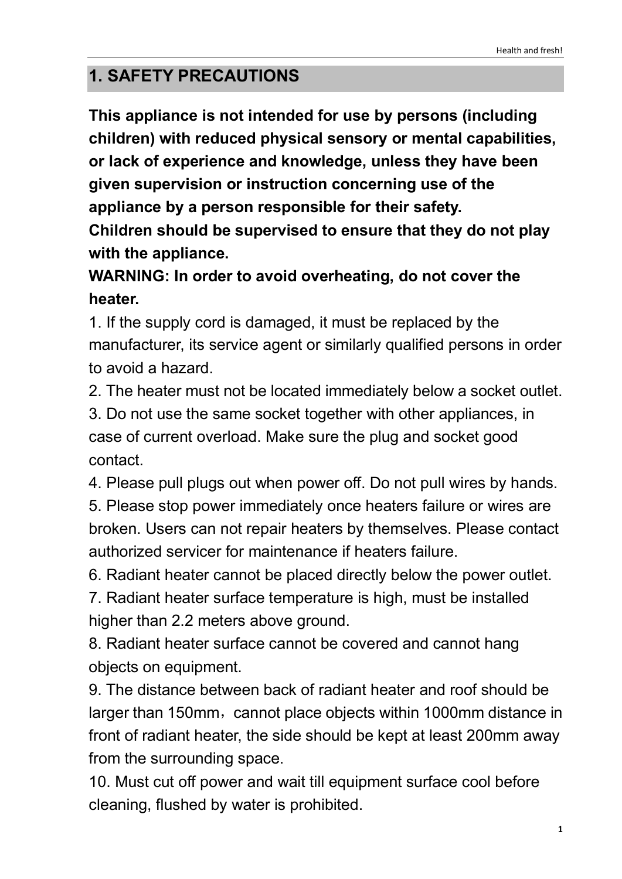## 1. SAFETY PRECAUTIONS

**This appliance is not intended for use by persons (including children) with reduced physical sensory or mental capabilities, or lack of experience and knowledge, unless they have been given supervision or instruction concerning use of the appliance by a person responsible for their safety.**

**Children should be supervised to ensure that they do not play with the appliance.**

**WARNING: In order to avoid overheating, do not cover the heater.**

1. If the supply cord is damaged, it must be replaced by the manufacturer, its service agent or similarly qualified persons in order to avoid a hazard.
2. The heater must not be located immediately below a socket outlet.
3. Do not use the same socket together with other appliances, in case of current overload. Make sure the plug and socket good contact.
4. Please pull plugs out when power off. Do not pull wires by hands.
5. Please stop power immediately once heaters failure or wires are broken. Users can not repair heaters by themselves. Please contact authorized servicer for maintenance if heaters failure.
6. Radiant heater cannot be placed directly below the power outlet.
7. Radiant heater surface temperature is high, must be installed higher than 2.2 meters above ground.
8. Radiant heater surface cannot be covered and cannot hang objects on equipment.
9. The distance between back of radiant heater and roof should be larger than 150mm，cannot place objects within 1000mm distance in front of radiant heater, the side should be kept at least 200mm away from the surrounding space.
10. Must cut off power and wait till equipment surface cool before cleaning, flushed by water is prohibited.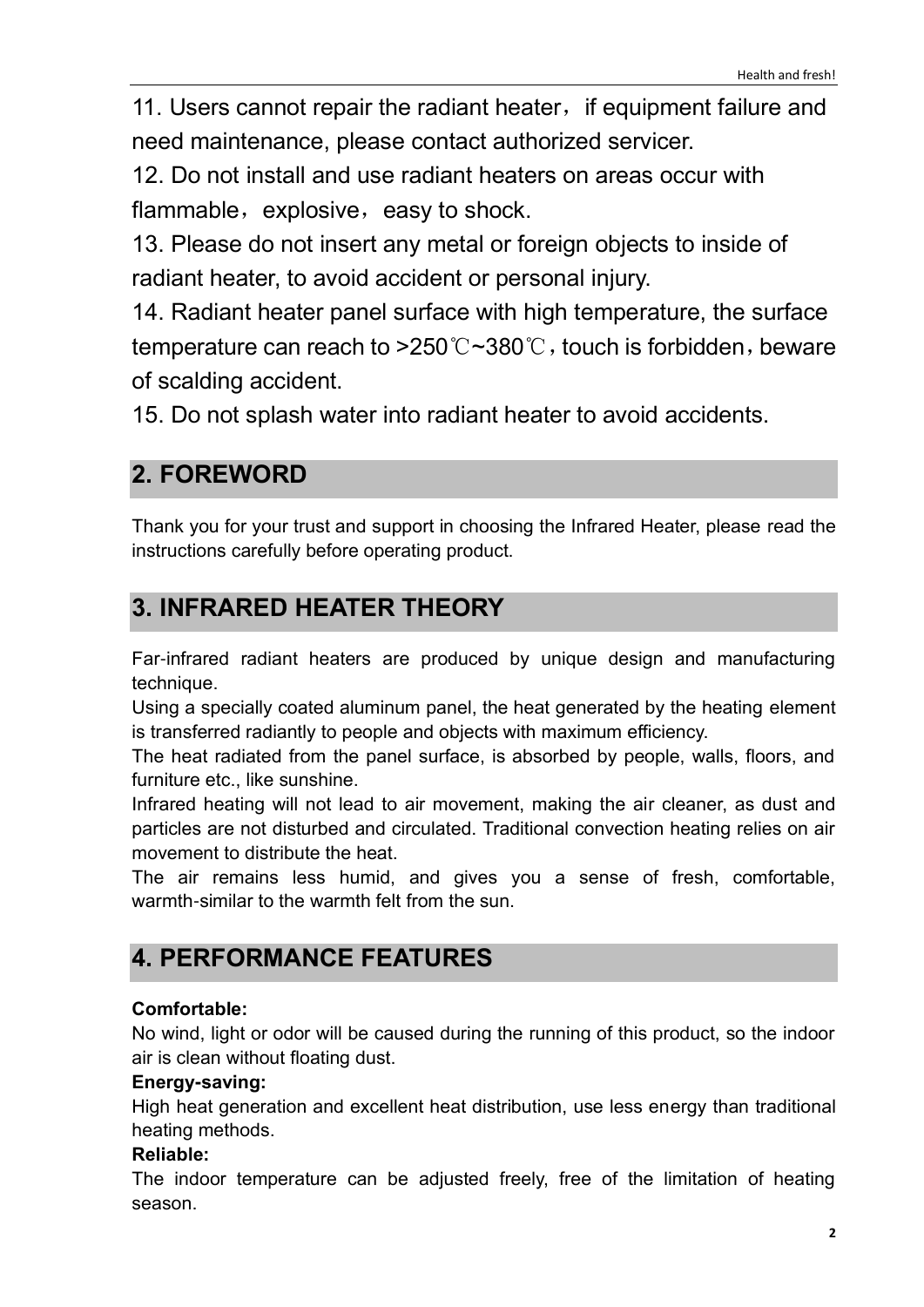11. Users cannot repair the radiant heater，if equipment failure and need maintenance, please contact authorized servicer.

12. Do not install and use radiant heaters on areas occur with flammable，explosive，easy to shock.

13. Please do not insert any metal or foreign objects to inside of radiant heater, to avoid accident or personal injury.

14. Radiant heater panel surface with high temperature, the surface temperature can reach to >250℃~380℃，touch is forbidden，beware of scalding accident.

15. Do not splash water into radiant heater to avoid accidents.

## 2. FOREWORD

Thank you for your trust and support in choosing the Infrared Heater, please read the instructions carefully before operating product.

## 3. INFRARED HEATER THEORY

Far-infrared radiant heaters are produced by unique design and manufacturing technique.

Using a specially coated aluminum panel, the heat generated by the heating element is transferred radiantly to people and objects with maximum efficiency.

The heat radiated from the panel surface, is absorbed by people, walls, floors, and furniture etc., like sunshine.

Infrared heating will not lead to air movement, making the air cleaner, as dust and particles are not disturbed and circulated. Traditional convection heating relies on air movement to distribute the heat.

The air remains less humid, and gives you a sense of fresh, comfortable, warmth-similar to the warmth felt from the sun.

## 4. PERFORMANCE FEATURES

**Comfortable:**

No wind, light or odor will be caused during the running of this product, so the indoor air is clean without floating dust.

**Energy-saving:**

High heat generation and excellent heat distribution, use less energy than traditional heating methods.

**Reliable:**

The indoor temperature can be adjusted freely, free of the limitation of heating season.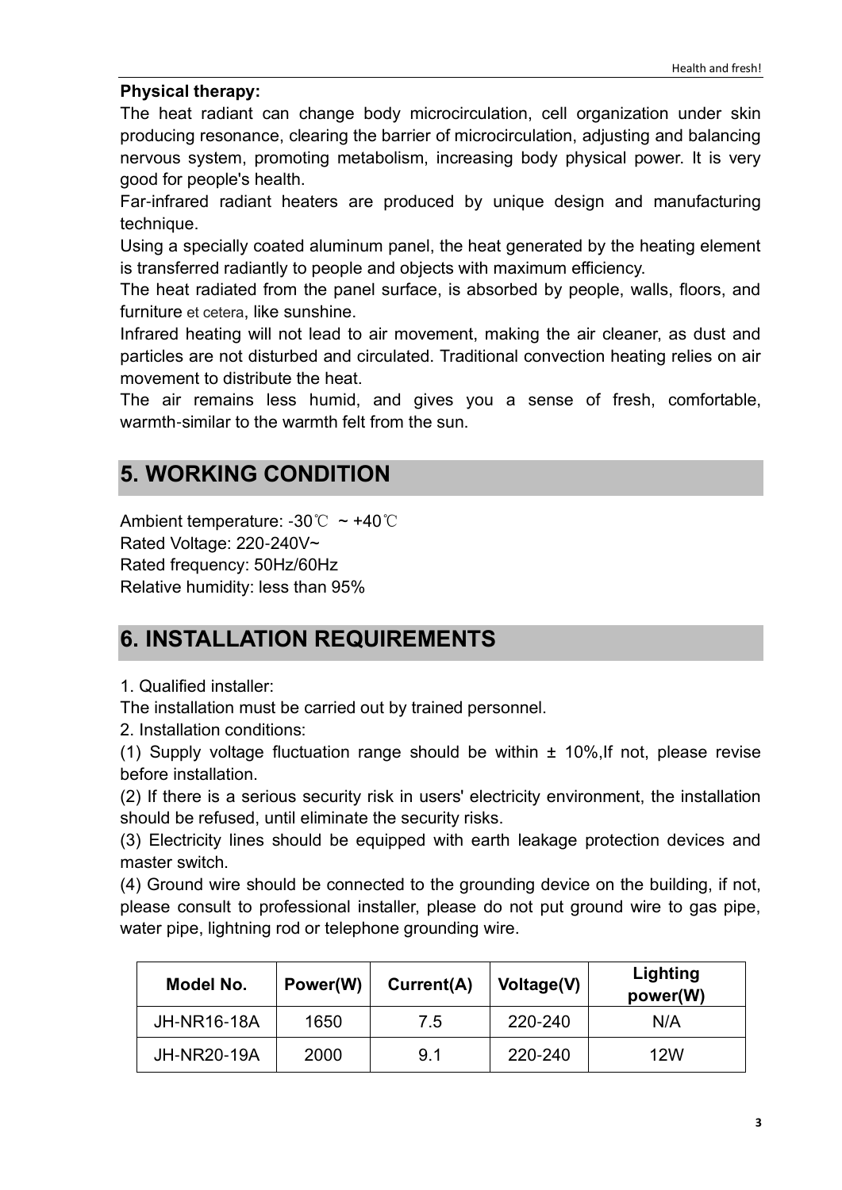**Physical therapy:**

The heat radiant can change body microcirculation, cell organization under skin producing resonance, clearing the barrier of microcirculation, adjusting and balancing nervous system, promoting metabolism, increasing body physical power. It is very good for people's health.

Far-infrared radiant heaters are produced by unique design and manufacturing technique.

Using a specially coated aluminum panel, the heat generated by the heating element is transferred radiantly to people and objects with maximum efficiency.

The heat radiated from the panel surface, is absorbed by people, walls, floors, and furniture et cetera, like sunshine.

Infrared heating will not lead to air movement, making the air cleaner, as dust and particles are not disturbed and circulated. Traditional convection heating relies on air movement to distribute the heat.

The air remains less humid, and gives you a sense of fresh, comfortable, warmth-similar to the warmth felt from the sun.

## 5. WORKING CONDITION

Ambient temperature: -30℃ ~ +40℃
Rated Voltage: 220-240V~
Rated frequency: 50Hz/60Hz
Relative humidity: less than 95%

## 6. INSTALLATION REQUIREMENTS

1. Qualified installer:
The installation must be carried out by trained personnel.
2. Installation conditions:
(1) Supply voltage fluctuation range should be within ± 10%,If not, please revise before installation.
(2) If there is a serious security risk in users' electricity environment, the installation should be refused, until eliminate the security risks.
(3) Electricity lines should be equipped with earth leakage protection devices and master switch.
(4) Ground wire should be connected to the grounding device on the building, if not, please consult to professional installer, please do not put ground wire to gas pipe, water pipe, lightning rod or telephone grounding wire.

| Model No. | Power(W) | Current(A) | Voltage(V) | Lighting power(W) |
|---|---|---|---|---|
| JH-NR16-18A | 1650 | 7.5 | 220-240 | N/A |
| JH-NR20-19A | 2000 | 9.1 | 220-240 | 12W |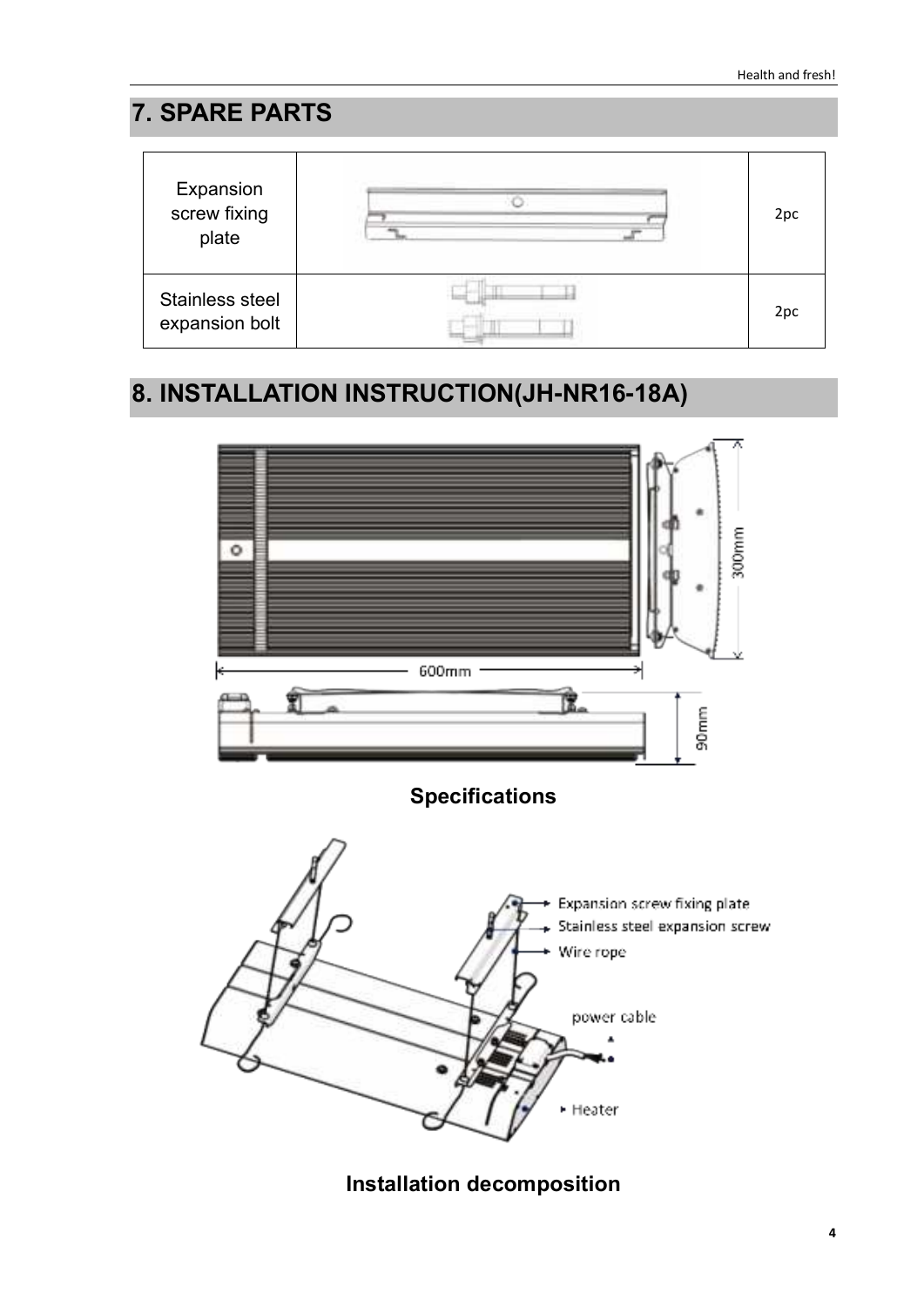## 7. SPARE PARTS

| Expansion screw fixing plate | | 2pc |
|---|---|---|
| Stainless steel expansion bolt | | 2pc |

## 8. INSTALLATION INSTRUCTION(JH-NR16-18A)

**Specifications**

**Installation decomposition**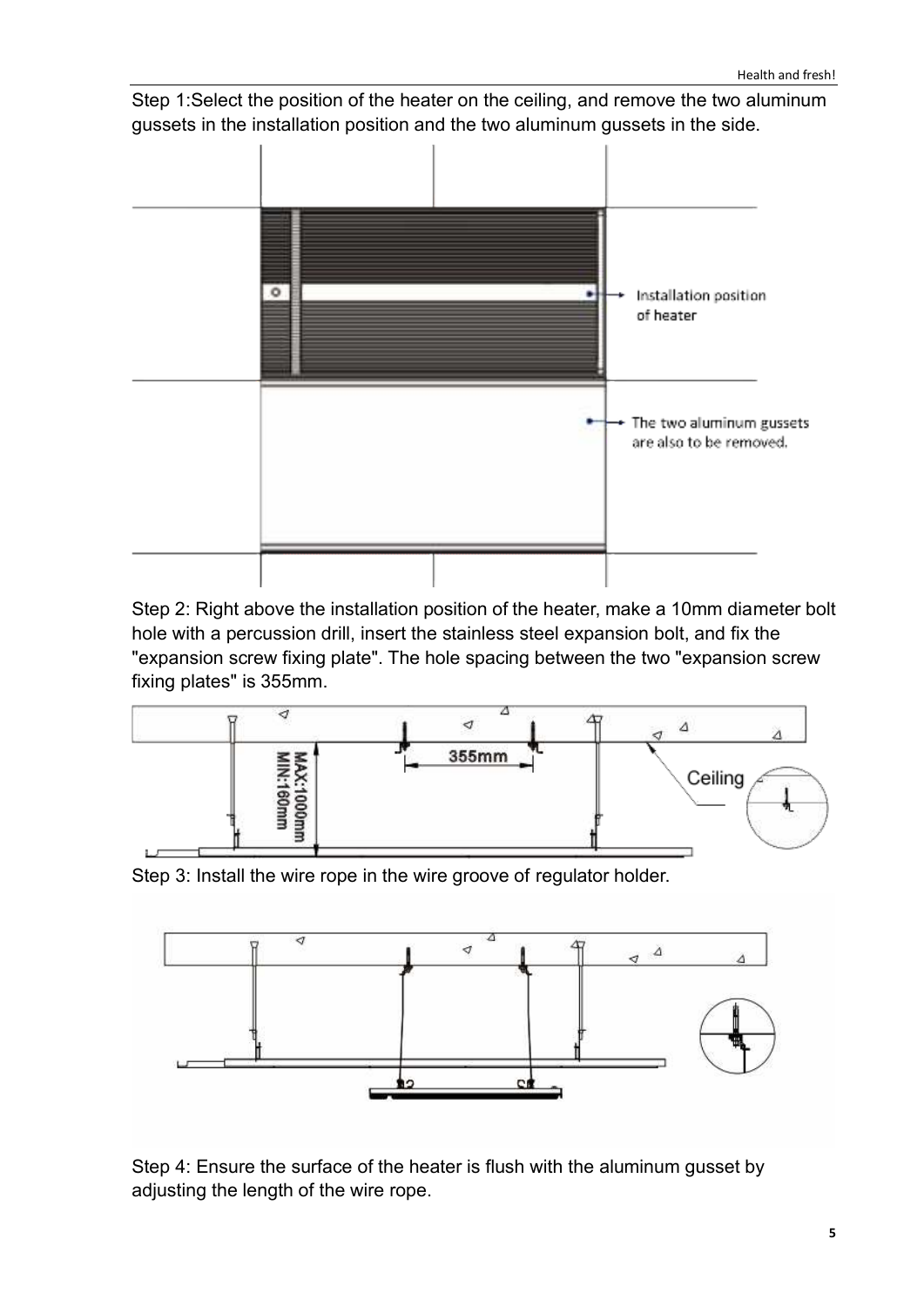Step 1:Select the position of the heater on the ceiling, and remove the two aluminum gussets in the installation position and the two aluminum gussets in the side.

Step 2: Right above the installation position of the heater, make a 10mm diameter bolt hole with a percussion drill, insert the stainless steel expansion bolt, and fix the "expansion screw fixing plate". The hole spacing between the two "expansion screw fixing plates" is 355mm.

Step 3: Install the wire rope in the wire groove of regulator holder.

Step 4: Ensure the surface of the heater is flush with the aluminum gusset by adjusting the length of the wire rope.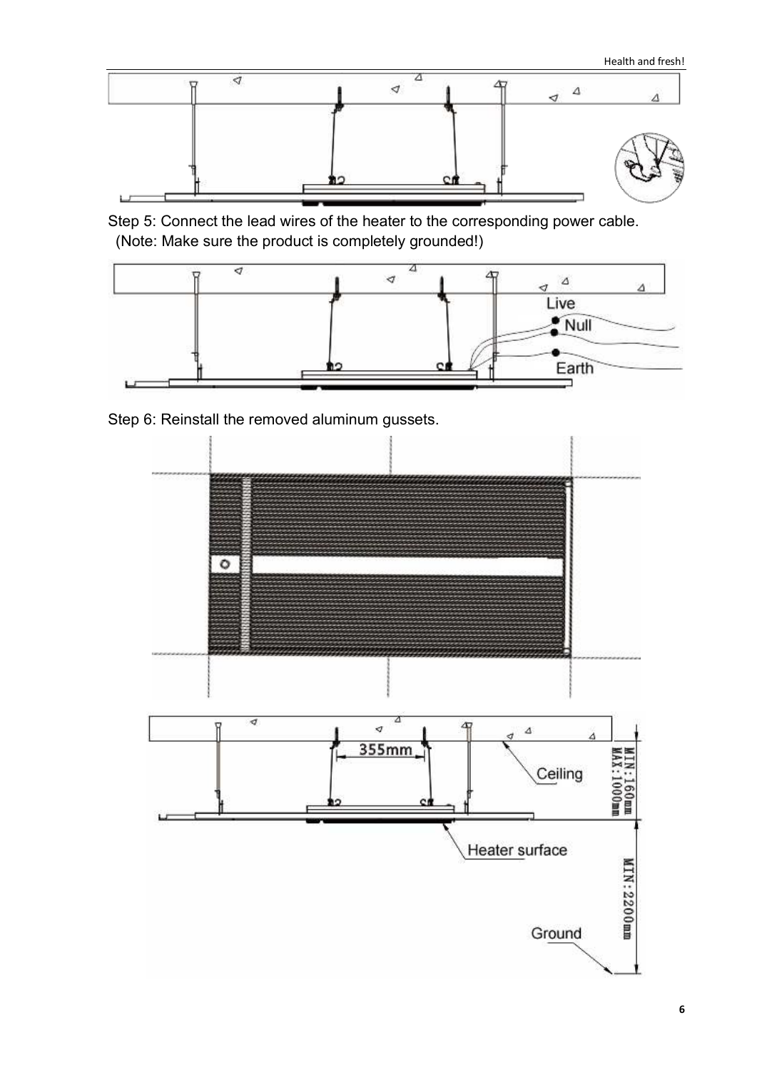Step 5: Connect the lead wires of the heater to the corresponding power cable. (Note: Make sure the product is completely grounded!)

Step 6: Reinstall the removed aluminum gussets.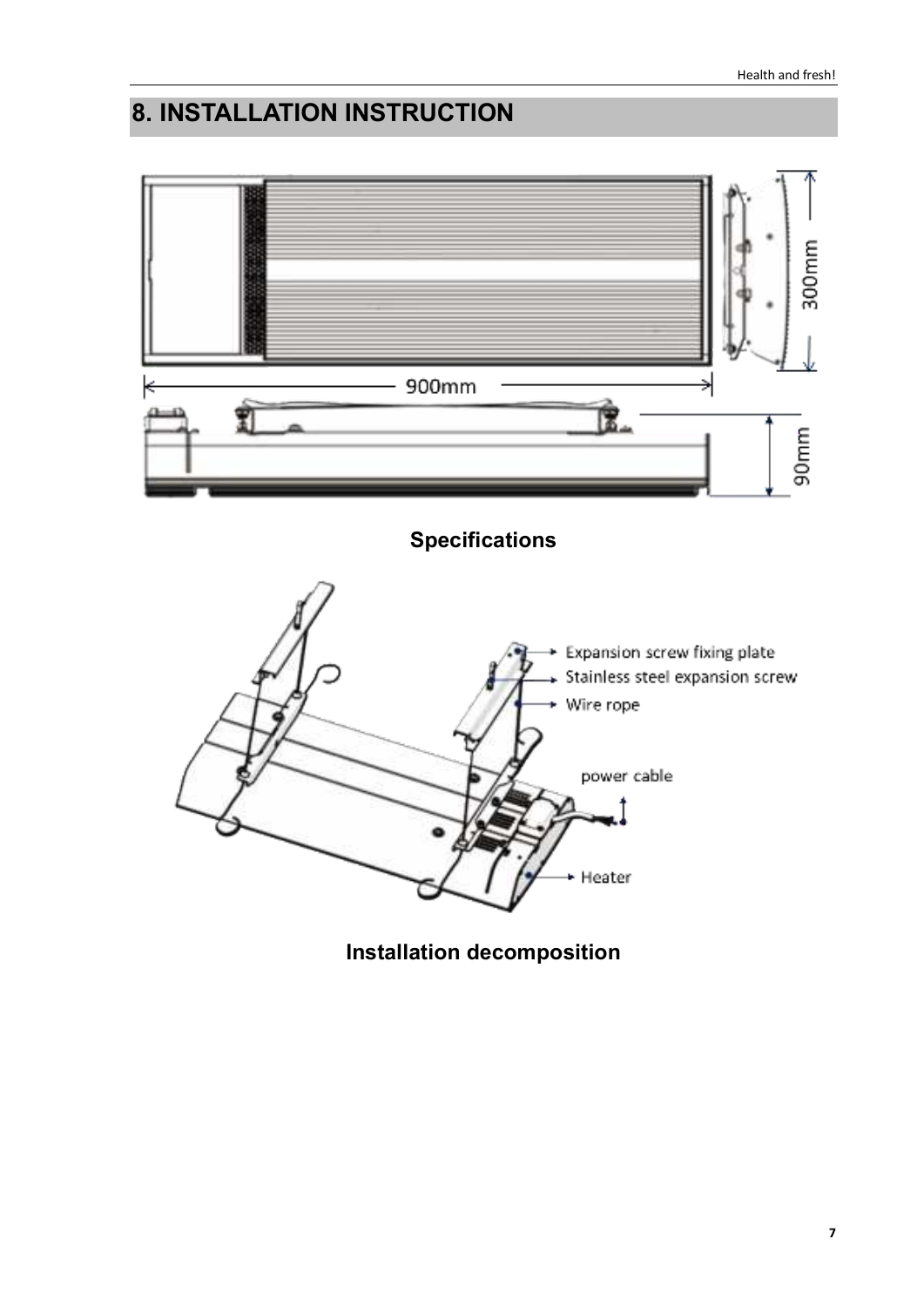# 8. INSTALLATION INSTRUCTION

900mm

300mm

90mm

**Specifications**

Expansion screw fixing plate

Stainless steel expansion screw

Wire rope

power cable

Heater

**Installation decomposition**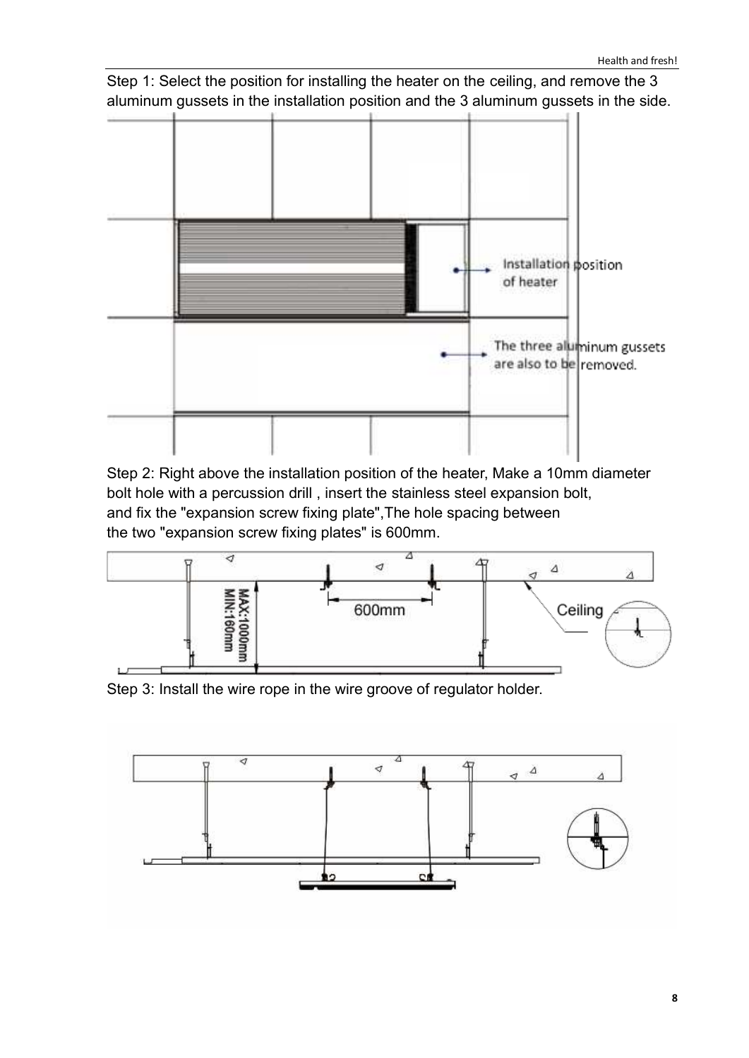Step 1: Select the position for installing the heater on the ceiling, and remove the 3 aluminum gussets in the installation position and the 3 aluminum gussets in the side.

Installation position of heater

The three aluminum gussets are also to be removed.

Step 2: Right above the installation position of the heater, Make a 10mm diameter bolt hole with a percussion drill , insert the stainless steel expansion bolt, and fix the "expansion screw fixing plate",The hole spacing between the two "expansion screw fixing plates" is 600mm.

MAX:1000mm
MIN:160mm
600mm
Ceiling

Step 3: Install the wire rope in the wire groove of regulator holder.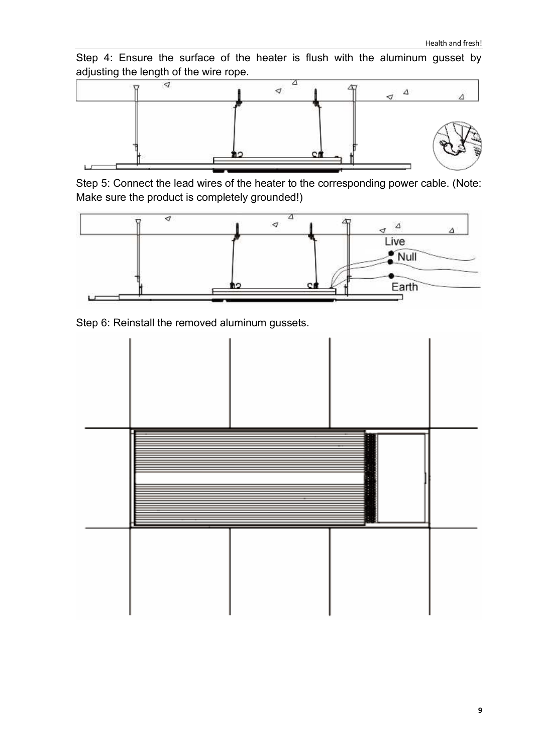Step 4: Ensure the surface of the heater is flush with the aluminum gusset by adjusting the length of the wire rope.

Step 5: Connect the lead wires of the heater to the corresponding power cable. (Note: Make sure the product is completely grounded!)

Step 6: Reinstall the removed aluminum gussets.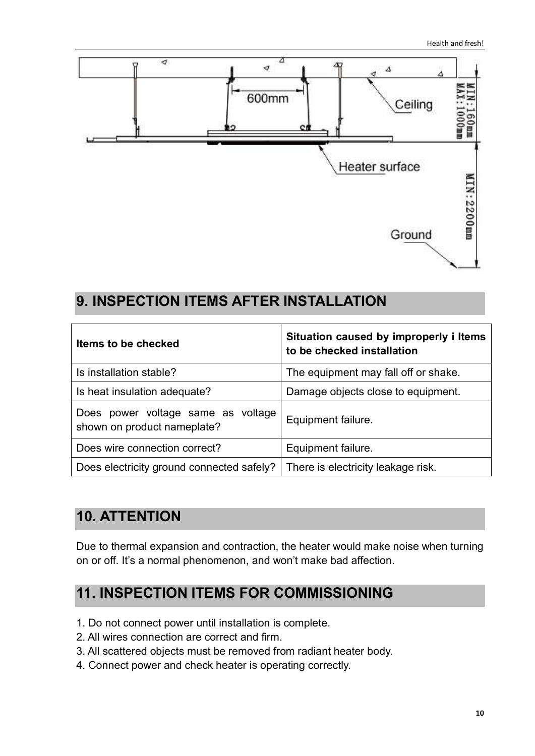## 9. INSPECTION ITEMS AFTER INSTALLATION

| Items to be checked | Situation caused by improperly i Items to be checked installation |
| --- | --- |
| Is installation stable? | The equipment may fall off or shake. |
| Is heat insulation adequate? | Damage objects close to equipment. |
| Does power voltage same as voltage shown on product nameplate? | Equipment failure. |
| Does wire connection correct? | Equipment failure. |
| Does electricity ground connected safely? | There is electricity leakage risk. |

## 10. ATTENTION

Due to thermal expansion and contraction, the heater would make noise when turning on or off. It's a normal phenomenon, and won't make bad affection.

## 11. INSPECTION ITEMS FOR COMMISSIONING

1. Do not connect power until installation is complete.
2. All wires connection are correct and firm.
3. All scattered objects must be removed from radiant heater body.
4. Connect power and check heater is operating correctly.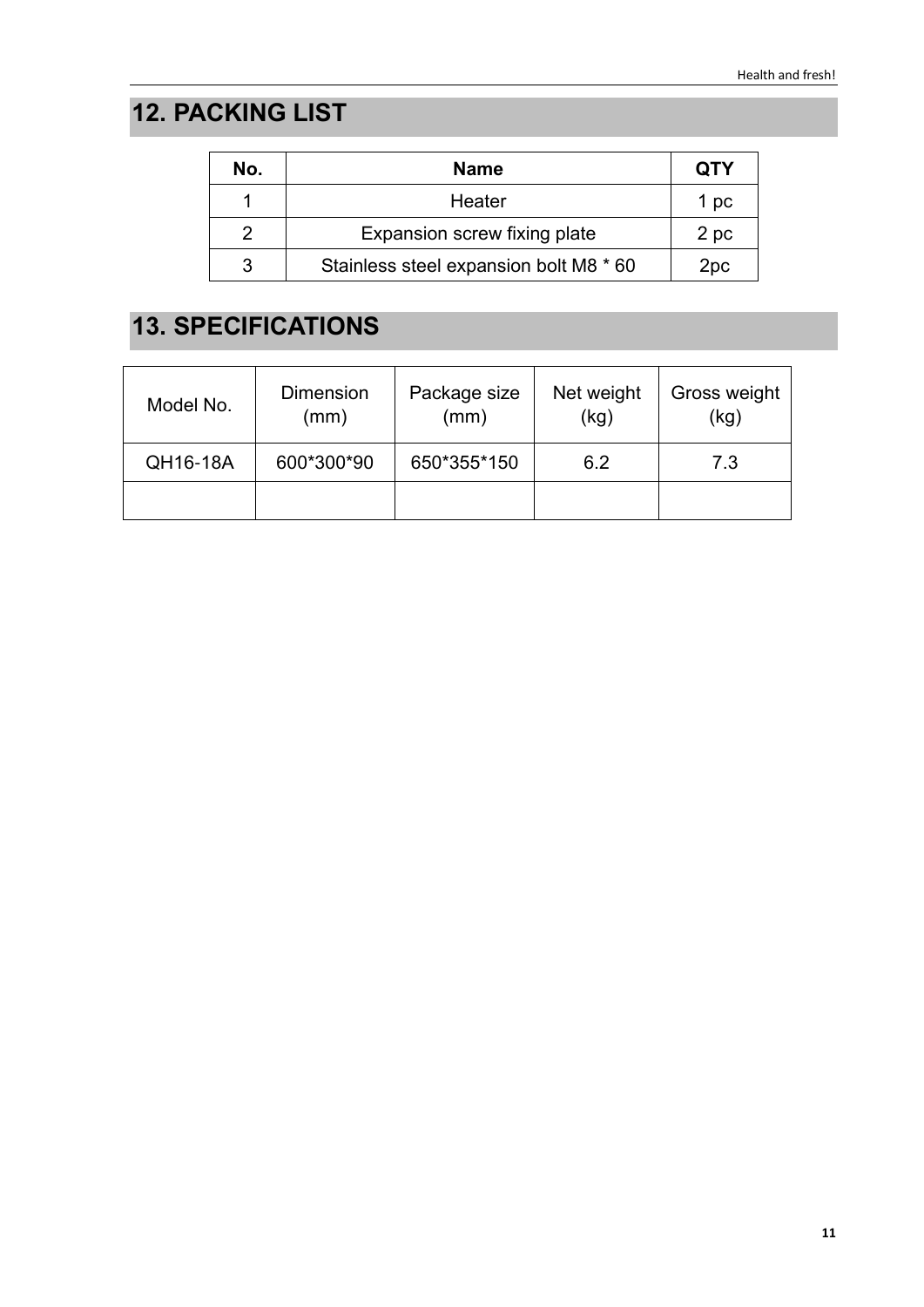## 12. PACKING LIST

| No. | Name | QTY |
|---|---|---|
| 1 | Heater | 1 pc |
| 2 | Expansion screw fixing plate | 2 pc |
| 3 | Stainless steel expansion bolt M8 * 60 | 2pc |

## 13. SPECIFICATIONS

| Model No. | Dimension (mm) | Package size (mm) | Net weight (kg) | Gross weight (kg) |
|---|---|---|---|---|
| QH16-18A | 600*300*90 | 650*355*150 | 6.2 | 7.3 |
| | | | | |